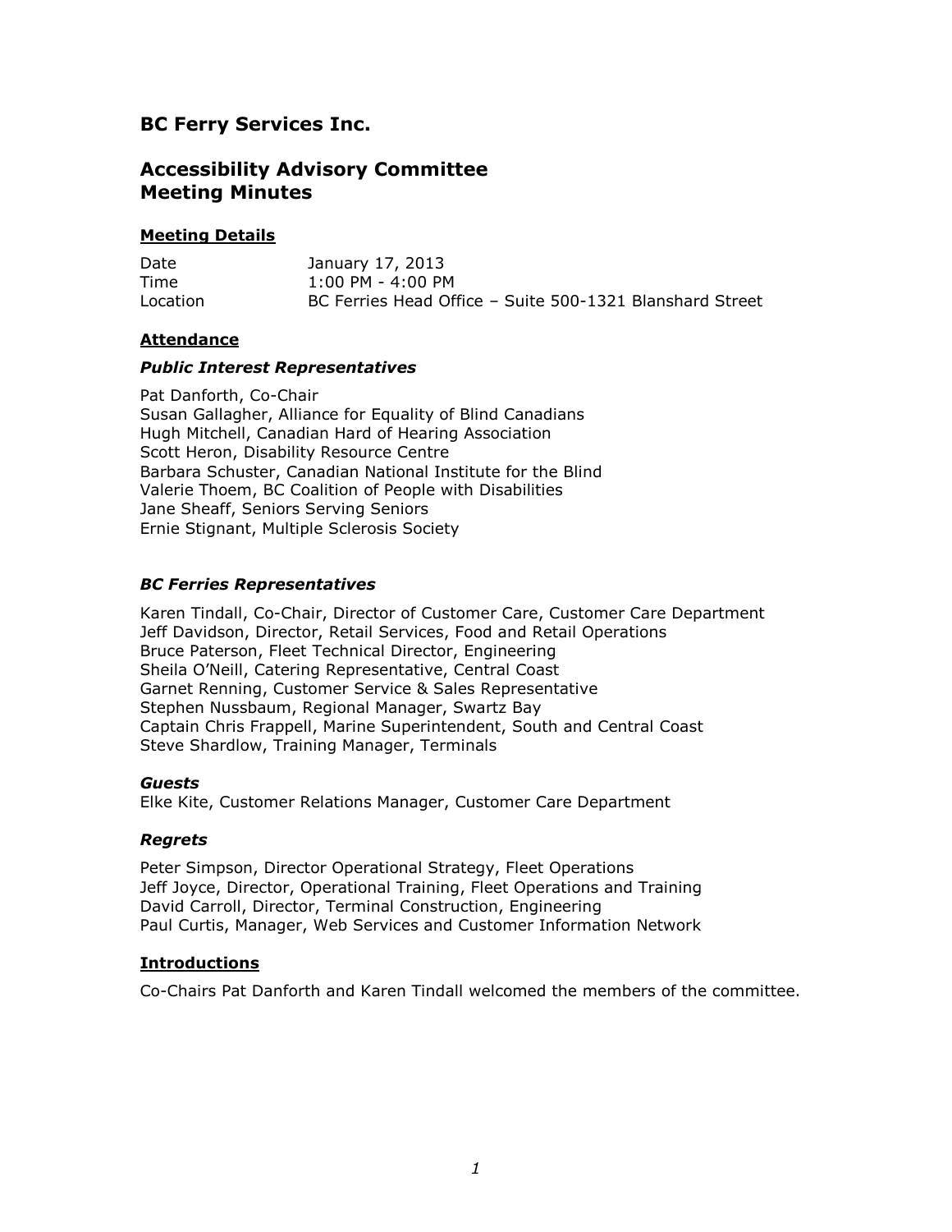# BC Ferry Services Inc.

## Accessibility Advisory Committee
## Meeting Minutes

### Meeting Details

| | |
|---|---|
| Date | January 17, 2013 |
| Time | 1:00 PM - 4:00 PM |
| Location | BC Ferries Head Office – Suite 500-1321 Blanshard Street |

### Attendance

#### *Public Interest Representatives*

Pat Danforth, Co-Chair
Susan Gallagher, Alliance for Equality of Blind Canadians
Hugh Mitchell, Canadian Hard of Hearing Association
Scott Heron, Disability Resource Centre
Barbara Schuster, Canadian National Institute for the Blind
Valerie Thoem, BC Coalition of People with Disabilities
Jane Sheaff, Seniors Serving Seniors
Ernie Stignant, Multiple Sclerosis Society

#### *BC Ferries Representatives*

Karen Tindall, Co-Chair, Director of Customer Care, Customer Care Department
Jeff Davidson, Director, Retail Services, Food and Retail Operations
Bruce Paterson, Fleet Technical Director, Engineering
Sheila O'Neill, Catering Representative, Central Coast
Garnet Renning, Customer Service & Sales Representative
Stephen Nussbaum, Regional Manager, Swartz Bay
Captain Chris Frappell, Marine Superintendent, South and Central Coast
Steve Shardlow, Training Manager, Terminals

#### *Guests*

Elke Kite, Customer Relations Manager, Customer Care Department

#### *Regrets*

Peter Simpson, Director Operational Strategy, Fleet Operations
Jeff Joyce, Director, Operational Training, Fleet Operations and Training
David Carroll, Director, Terminal Construction, Engineering
Paul Curtis, Manager, Web Services and Customer Information Network

### Introductions

Co-Chairs Pat Danforth and Karen Tindall welcomed the members of the committee.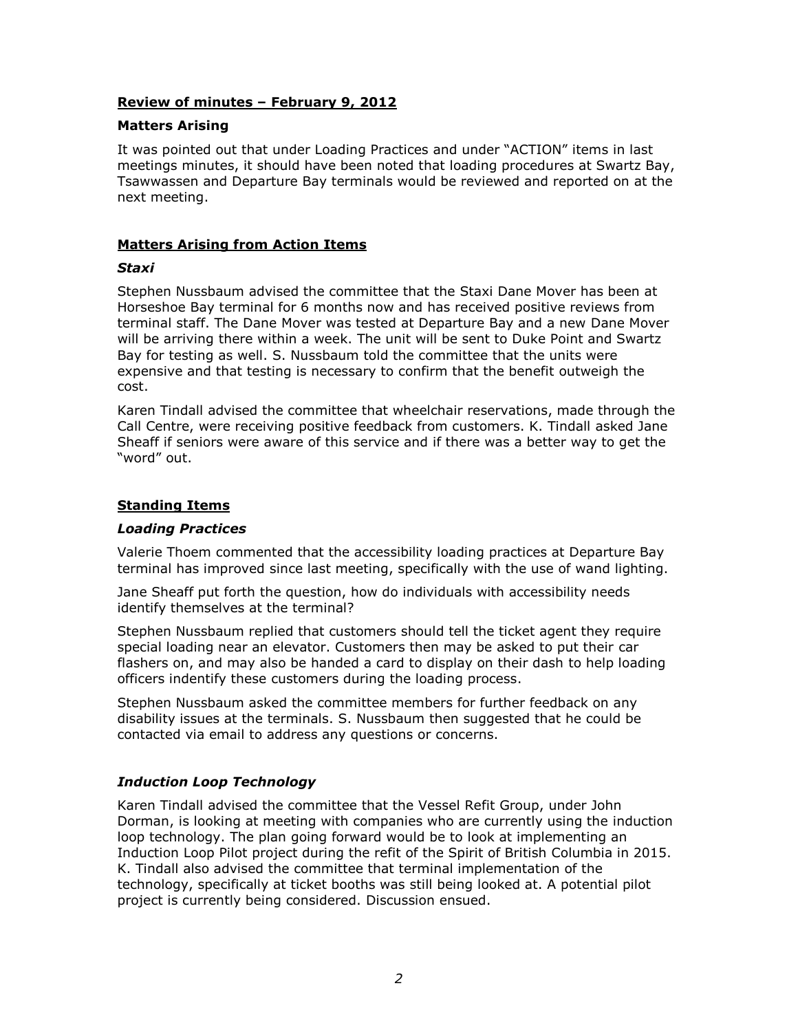## Review of minutes – February 9, 2012

### Matters Arising

It was pointed out that under Loading Practices and under "ACTION" items in last meetings minutes, it should have been noted that loading procedures at Swartz Bay, Tsawwassen and Departure Bay terminals would be reviewed and reported on at the next meeting.

## Matters Arising from Action Items

### *Staxi*

Stephen Nussbaum advised the committee that the Staxi Dane Mover has been at Horseshoe Bay terminal for 6 months now and has received positive reviews from terminal staff. The Dane Mover was tested at Departure Bay and a new Dane Mover will be arriving there within a week. The unit will be sent to Duke Point and Swartz Bay for testing as well. S. Nussbaum told the committee that the units were expensive and that testing is necessary to confirm that the benefit outweigh the cost.

Karen Tindall advised the committee that wheelchair reservations, made through the Call Centre, were receiving positive feedback from customers. K. Tindall asked Jane Sheaff if seniors were aware of this service and if there was a better way to get the "word" out.

## Standing Items

### *Loading Practices*

Valerie Thoem commented that the accessibility loading practices at Departure Bay terminal has improved since last meeting, specifically with the use of wand lighting.

Jane Sheaff put forth the question, how do individuals with accessibility needs identify themselves at the terminal?

Stephen Nussbaum replied that customers should tell the ticket agent they require special loading near an elevator. Customers then may be asked to put their car flashers on, and may also be handed a card to display on their dash to help loading officers indentify these customers during the loading process.

Stephen Nussbaum asked the committee members for further feedback on any disability issues at the terminals. S. Nussbaum then suggested that he could be contacted via email to address any questions or concerns.

### *Induction Loop Technology*

Karen Tindall advised the committee that the Vessel Refit Group, under John Dorman, is looking at meeting with companies who are currently using the induction loop technology. The plan going forward would be to look at implementing an Induction Loop Pilot project during the refit of the Spirit of British Columbia in 2015. K. Tindall also advised the committee that terminal implementation of the technology, specifically at ticket booths was still being looked at. A potential pilot project is currently being considered. Discussion ensued.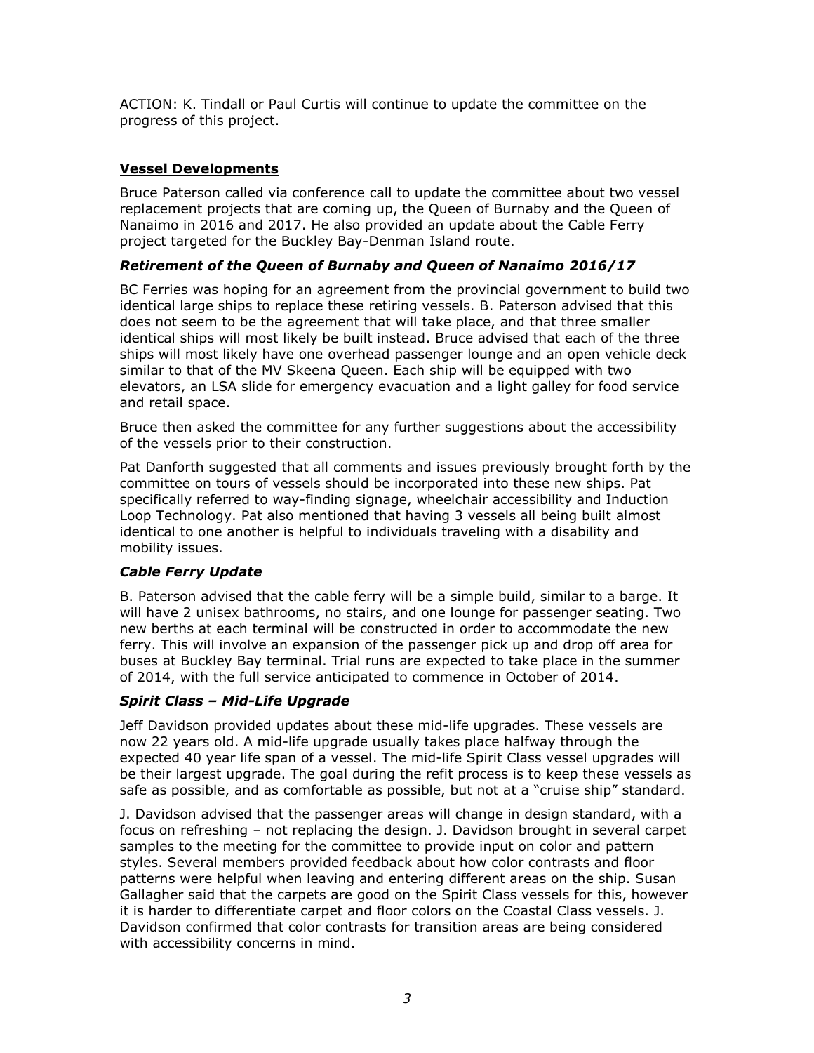ACTION: K. Tindall or Paul Curtis will continue to update the committee on the progress of this project.

## Vessel Developments

Bruce Paterson called via conference call to update the committee about two vessel replacement projects that are coming up, the Queen of Burnaby and the Queen of Nanaimo in 2016 and 2017. He also provided an update about the Cable Ferry project targeted for the Buckley Bay-Denman Island route.

### *Retirement of the Queen of Burnaby and Queen of Nanaimo 2016/17*

BC Ferries was hoping for an agreement from the provincial government to build two identical large ships to replace these retiring vessels. B. Paterson advised that this does not seem to be the agreement that will take place, and that three smaller identical ships will most likely be built instead. Bruce advised that each of the three ships will most likely have one overhead passenger lounge and an open vehicle deck similar to that of the MV Skeena Queen. Each ship will be equipped with two elevators, an LSA slide for emergency evacuation and a light galley for food service and retail space.

Bruce then asked the committee for any further suggestions about the accessibility of the vessels prior to their construction.

Pat Danforth suggested that all comments and issues previously brought forth by the committee on tours of vessels should be incorporated into these new ships. Pat specifically referred to way-finding signage, wheelchair accessibility and Induction Loop Technology. Pat also mentioned that having 3 vessels all being built almost identical to one another is helpful to individuals traveling with a disability and mobility issues.

### *Cable Ferry Update*

B. Paterson advised that the cable ferry will be a simple build, similar to a barge. It will have 2 unisex bathrooms, no stairs, and one lounge for passenger seating. Two new berths at each terminal will be constructed in order to accommodate the new ferry. This will involve an expansion of the passenger pick up and drop off area for buses at Buckley Bay terminal. Trial runs are expected to take place in the summer of 2014, with the full service anticipated to commence in October of 2014.

### *Spirit Class – Mid-Life Upgrade*

Jeff Davidson provided updates about these mid-life upgrades. These vessels are now 22 years old. A mid-life upgrade usually takes place halfway through the expected 40 year life span of a vessel. The mid-life Spirit Class vessel upgrades will be their largest upgrade. The goal during the refit process is to keep these vessels as safe as possible, and as comfortable as possible, but not at a "cruise ship" standard.

J. Davidson advised that the passenger areas will change in design standard, with a focus on refreshing – not replacing the design. J. Davidson brought in several carpet samples to the meeting for the committee to provide input on color and pattern styles. Several members provided feedback about how color contrasts and floor patterns were helpful when leaving and entering different areas on the ship. Susan Gallagher said that the carpets are good on the Spirit Class vessels for this, however it is harder to differentiate carpet and floor colors on the Coastal Class vessels. J. Davidson confirmed that color contrasts for transition areas are being considered with accessibility concerns in mind.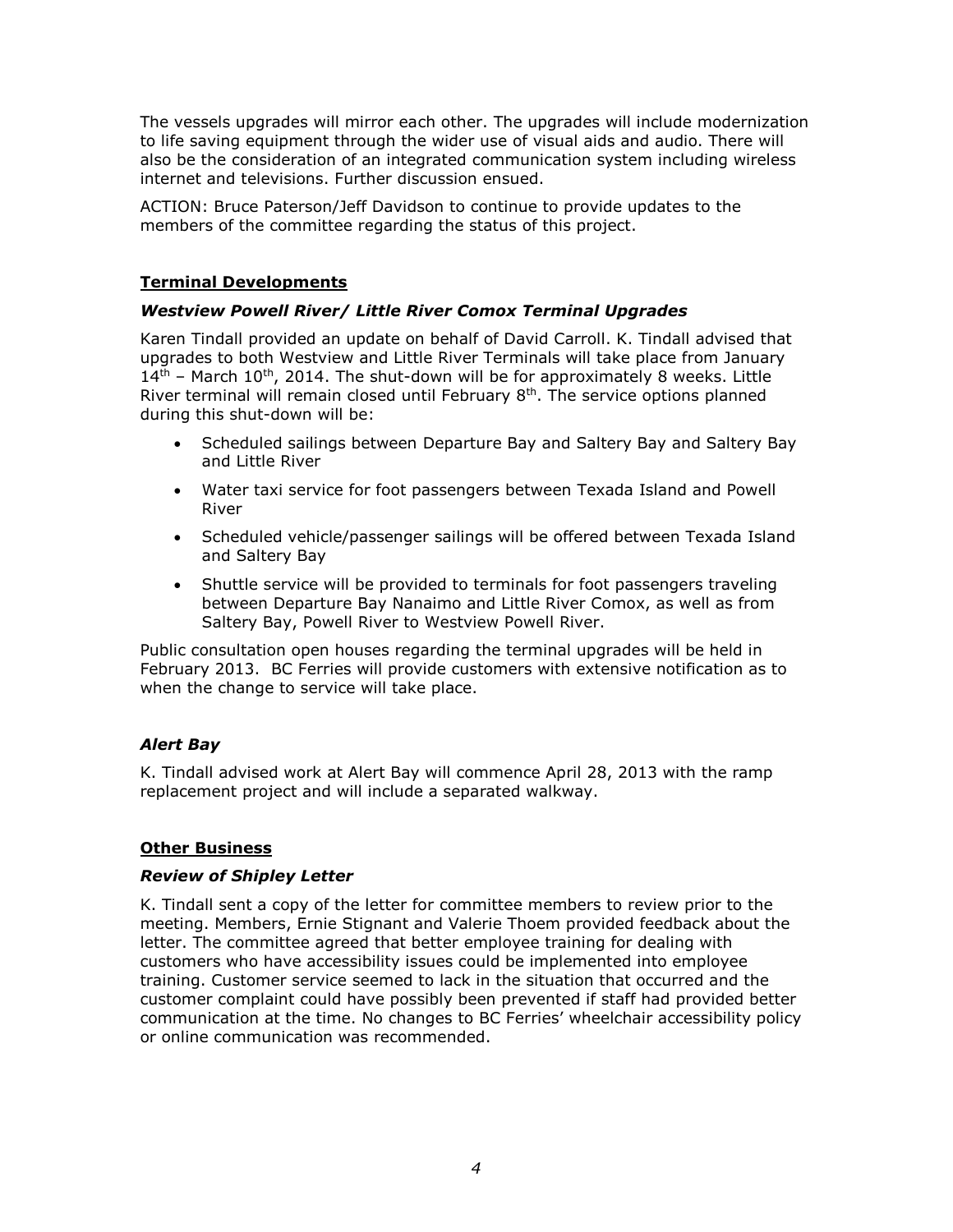The vessels upgrades will mirror each other. The upgrades will include modernization to life saving equipment through the wider use of visual aids and audio. There will also be the consideration of an integrated communication system including wireless internet and televisions. Further discussion ensued.

ACTION: Bruce Paterson/Jeff Davidson to continue to provide updates to the members of the committee regarding the status of this project.

## Terminal Developments

### *Westview Powell River/ Little River Comox Terminal Upgrades*

Karen Tindall provided an update on behalf of David Carroll. K. Tindall advised that upgrades to both Westview and Little River Terminals will take place from January 14th – March 10th, 2014. The shut-down will be for approximately 8 weeks. Little River terminal will remain closed until February 8th. The service options planned during this shut-down will be:

- Scheduled sailings between Departure Bay and Saltery Bay and Saltery Bay and Little River
- Water taxi service for foot passengers between Texada Island and Powell River
- Scheduled vehicle/passenger sailings will be offered between Texada Island and Saltery Bay
- Shuttle service will be provided to terminals for foot passengers traveling between Departure Bay Nanaimo and Little River Comox, as well as from Saltery Bay, Powell River to Westview Powell River.

Public consultation open houses regarding the terminal upgrades will be held in February 2013. BC Ferries will provide customers with extensive notification as to when the change to service will take place.

### *Alert Bay*

K. Tindall advised work at Alert Bay will commence April 28, 2013 with the ramp replacement project and will include a separated walkway.

## Other Business

### *Review of Shipley Letter*

K. Tindall sent a copy of the letter for committee members to review prior to the meeting. Members, Ernie Stignant and Valerie Thoem provided feedback about the letter. The committee agreed that better employee training for dealing with customers who have accessibility issues could be implemented into employee training. Customer service seemed to lack in the situation that occurred and the customer complaint could have possibly been prevented if staff had provided better communication at the time. No changes to BC Ferries' wheelchair accessibility policy or online communication was recommended.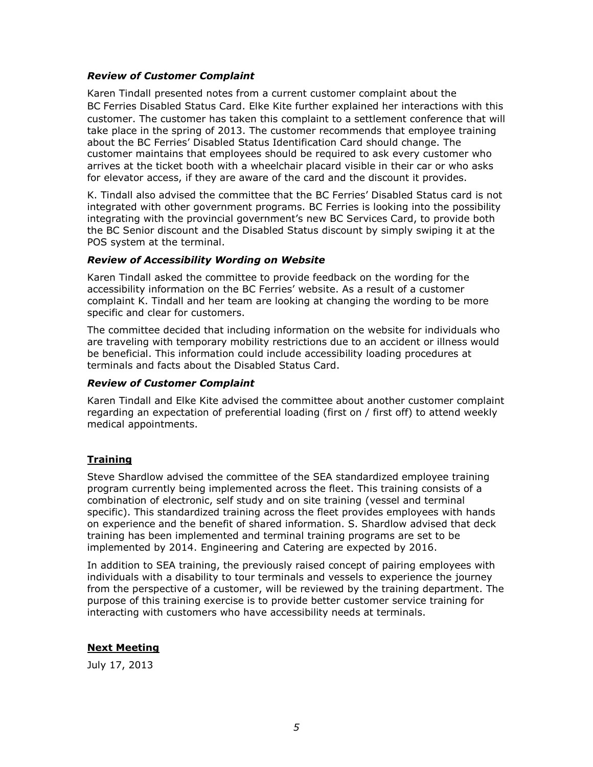### *Review of Customer Complaint*

Karen Tindall presented notes from a current customer complaint about the BC Ferries Disabled Status Card. Elke Kite further explained her interactions with this customer. The customer has taken this complaint to a settlement conference that will take place in the spring of 2013. The customer recommends that employee training about the BC Ferries' Disabled Status Identification Card should change. The customer maintains that employees should be required to ask every customer who arrives at the ticket booth with a wheelchair placard visible in their car or who asks for elevator access, if they are aware of the card and the discount it provides.

K. Tindall also advised the committee that the BC Ferries' Disabled Status card is not integrated with other government programs. BC Ferries is looking into the possibility integrating with the provincial government's new BC Services Card, to provide both the BC Senior discount and the Disabled Status discount by simply swiping it at the POS system at the terminal.

### *Review of Accessibility Wording on Website*

Karen Tindall asked the committee to provide feedback on the wording for the accessibility information on the BC Ferries' website. As a result of a customer complaint K. Tindall and her team are looking at changing the wording to be more specific and clear for customers.

The committee decided that including information on the website for individuals who are traveling with temporary mobility restrictions due to an accident or illness would be beneficial. This information could include accessibility loading procedures at terminals and facts about the Disabled Status Card.

### *Review of Customer Complaint*

Karen Tindall and Elke Kite advised the committee about another customer complaint regarding an expectation of preferential loading (first on / first off) to attend weekly medical appointments.

## **Training**

Steve Shardlow advised the committee of the SEA standardized employee training program currently being implemented across the fleet. This training consists of a combination of electronic, self study and on site training (vessel and terminal specific). This standardized training across the fleet provides employees with hands on experience and the benefit of shared information. S. Shardlow advised that deck training has been implemented and terminal training programs are set to be implemented by 2014. Engineering and Catering are expected by 2016.

In addition to SEA training, the previously raised concept of pairing employees with individuals with a disability to tour terminals and vessels to experience the journey from the perspective of a customer, will be reviewed by the training department. The purpose of this training exercise is to provide better customer service training for interacting with customers who have accessibility needs at terminals.

## **Next Meeting**

July 17, 2013